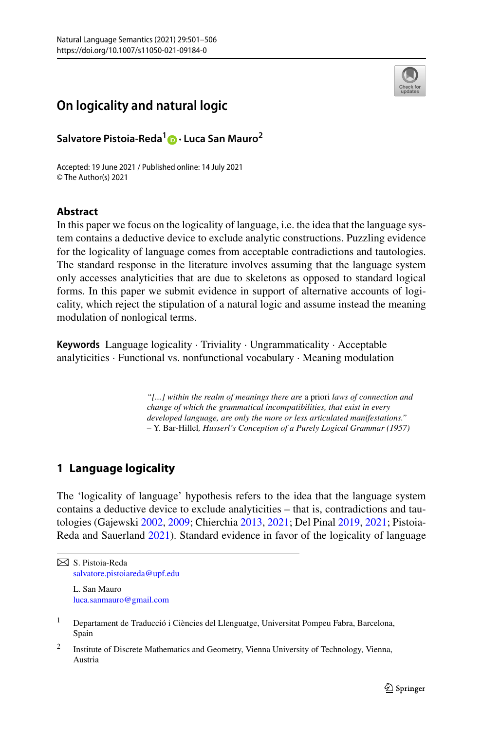# On logicality and natural logic

**Salvatore Pistoia-Reda**[1] · **Luca San Mauro**[2]

Accepted: 19 June 2021 / Published online: 14 July 2021
© The Author(s) 2021

## Abstract

In this paper we focus on the logicality of language, i.e. the idea that the language system contains a deductive device to exclude analytic constructions. Puzzling evidence for the logicality of language comes from acceptable contradictions and tautologies. The standard response in the literature involves assuming that the language system only accesses analyticities that are due to skeletons as opposed to standard logical forms. In this paper we submit evidence in support of alternative accounts of logicality, which reject the stipulation of a natural logic and assume instead the meaning modulation of nonlogical terms.

**Keywords** Language logicality · Triviality · Ungrammaticality · Acceptable analyticities · Functional vs. nonfunctional vocabulary · Meaning modulation

> *"[...] within the realm of meanings there are* a priori *laws of connection and change of which the grammatical incompatibilities, that exist in every developed language, are only the more or less articulated manifestations."*
> – Y. Bar-Hillel, *Husserl's Conception of a Purely Logical Grammar (1957)*

## 1 Language logicality

The 'logicality of language' hypothesis refers to the idea that the language system contains a deductive device to exclude analyticities – that is, contradictions and tautologies (Gajewski 2002, 2009; Chierchia 2013, 2021; Del Pinal 2019, 2021; Pistoia-Reda and Sauerland 2021). Standard evidence in favor of the logicality of language

---

✉ S. Pistoia-Reda
salvatore.pistoiareda@upf.edu

L. San Mauro
luca.sanmauro@gmail.com

[1] Departament de Traducció i Ciències del Llenguatge, Universitat Pompeu Fabra, Barcelona, Spain

[2] Institute of Discrete Mathematics and Geometry, Vienna University of Technology, Vienna, Austria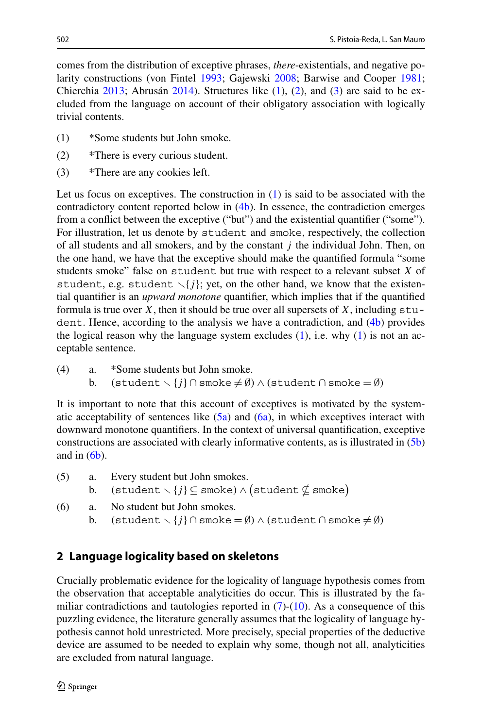comes from the distribution of exceptive phrases, *there*-existentials, and negative polarity constructions (von Fintel 1993; Gajewski 2008; Barwise and Cooper 1981; Chierchia 2013; Abrusán 2014). Structures like (1), (2), and (3) are said to be excluded from the language on account of their obligatory association with logically trivial contents.

(1) *Some students but John smoke.

(2) *There is every curious student.

(3) *There are any cookies left.

Let us focus on exceptives. The construction in (1) is said to be associated with the contradictory content reported below in (4b). In essence, the contradiction emerges from a conflict between the exceptive ("but") and the existential quantifier ("some"). For illustration, let us denote by $\texttt{student}$ and $\texttt{smoke}$, respectively, the collection of all students and all smokers, and by the constant $j$ the individual John. Then, on the one hand, we have that the exceptive should make the quantified formula "some students smoke" false on $\texttt{student}$ but true with respect to a relevant subset $X$ of $\texttt{student}$, e.g. $\texttt{student} \setminus \{j\}$; yet, on the other hand, we know that the existential quantifier is an *upward monotone* quantifier, which implies that if the quantified formula is true over $X$, then it should be true over all supersets of $X$, including $\texttt{student}$. Hence, according to the analysis we have a contradiction, and (4b) provides the logical reason why the language system excludes (1), i.e. why (1) is not an acceptable sentence.

(4) a. *Some students but John smoke.
 b. $(\texttt{student} \setminus \{j\} \cap \texttt{smoke} \neq \emptyset) \wedge (\texttt{student} \cap \texttt{smoke} = \emptyset)$

It is important to note that this account of exceptives is motivated by the systematic acceptability of sentences like (5a) and (6a), in which exceptives interact with downward monotone quantifiers. In the context of universal quantification, exceptive constructions are associated with clearly informative contents, as is illustrated in (5b) and in (6b).

(5) a. Every student but John smokes.
 b. $(\texttt{student} \setminus \{j\} \subseteq \texttt{smoke}) \wedge \left(\texttt{student} \nsubseteq \texttt{smoke}\right)$

(6) a. No student but John smokes.
 b. $(\texttt{student} \setminus \{j\} \cap \texttt{smoke} = \emptyset) \wedge (\texttt{student} \cap \texttt{smoke} \neq \emptyset)$

## 2 Language logicality based on skeletons

Crucially problematic evidence for the logicality of language hypothesis comes from the observation that acceptable analyticities do occur. This is illustrated by the familiar contradictions and tautologies reported in (7)-(10). As a consequence of this puzzling evidence, the literature generally assumes that the logicality of language hypothesis cannot hold unrestricted. More precisely, special properties of the deductive device are assumed to be needed to explain why some, though not all, analyticities are excluded from natural language.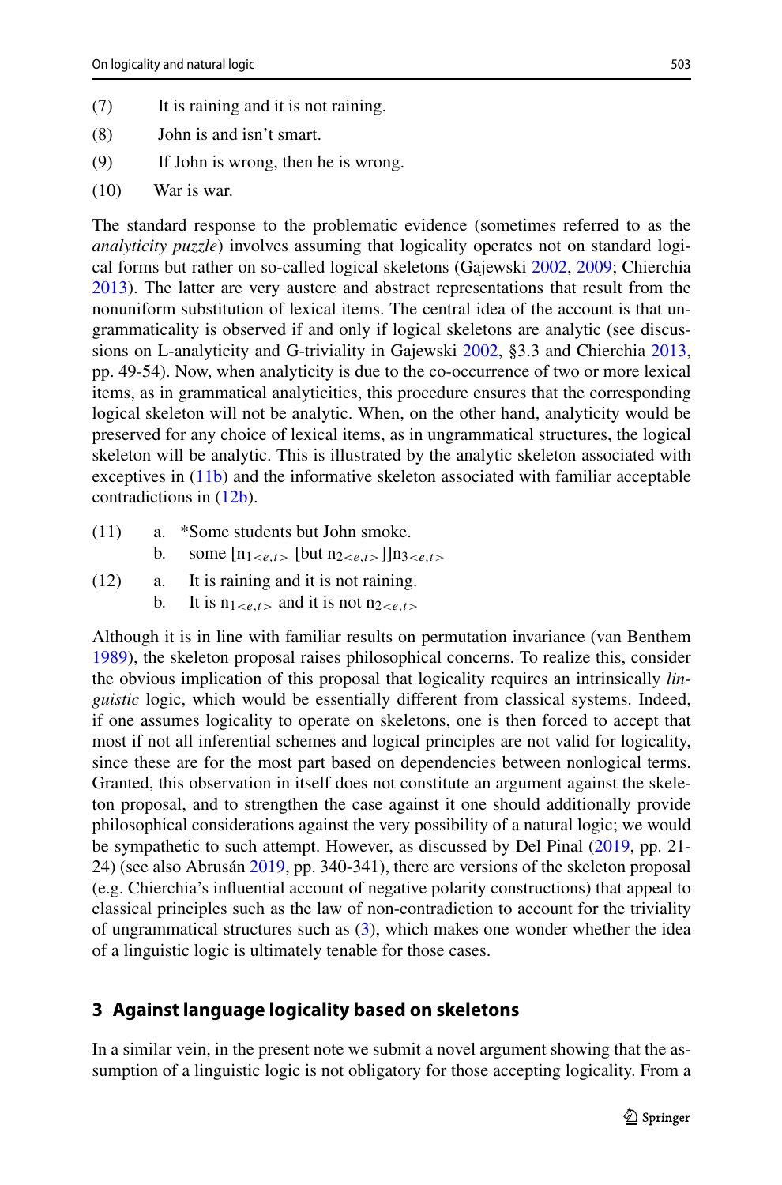(7) It is raining and it is not raining.

(8) John is and isn't smart.

(9) If John is wrong, then he is wrong.

(10) War is war.

The standard response to the problematic evidence (sometimes referred to as the *analyticity puzzle*) involves assuming that logicality operates not on standard logical forms but rather on so-called logical skeletons (Gajewski 2002, 2009; Chierchia 2013). The latter are very austere and abstract representations that result from the nonuniform substitution of lexical items. The central idea of the account is that ungrammaticality is observed if and only if logical skeletons are analytic (see discussions on L-analyticity and G-triviality in Gajewski 2002, §3.3 and Chierchia 2013, pp. 49-54). Now, when analyticity is due to the co-occurrence of two or more lexical items, as in grammatical analyticities, this procedure ensures that the corresponding logical skeleton will not be analytic. When, on the other hand, analyticity would be preserved for any choice of lexical items, as in ungrammatical structures, the logical skeleton will be analytic. This is illustrated by the analytic skeleton associated with exceptives in (11b) and the informative skeleton associated with familiar acceptable contradictions in (12b).

(11) a. *Some students but John smoke.
  b. some [$n_{1<e,t>}$ [but $n_{2<e,t>}$]]$n_{3<e,t>}$

(12) a. It is raining and it is not raining.
  b. It is $n_{1<e,t>}$ and it is not $n_{2<e,t>}$

Although it is in line with familiar results on permutation invariance (van Benthem 1989), the skeleton proposal raises philosophical concerns. To realize this, consider the obvious implication of this proposal that logicality requires an intrinsically *linguistic* logic, which would be essentially different from classical systems. Indeed, if one assumes logicality to operate on skeletons, one is then forced to accept that most if not all inferential schemes and logical principles are not valid for logicality, since these are for the most part based on dependencies between nonlogical terms. Granted, this observation in itself does not constitute an argument against the skeleton proposal, and to strengthen the case against it one should additionally provide philosophical considerations against the very possibility of a natural logic; we would be sympathetic to such attempt. However, as discussed by Del Pinal (2019, pp. 21-24) (see also Abrusán 2019, pp. 340-341), there are versions of the skeleton proposal (e.g. Chierchia's influential account of negative polarity constructions) that appeal to classical principles such as the law of non-contradiction to account for the triviality of ungrammatical structures such as (3), which makes one wonder whether the idea of a linguistic logic is ultimately tenable for those cases.

## 3 Against language logicality based on skeletons

In a similar vein, in the present note we submit a novel argument showing that the assumption of a linguistic logic is not obligatory for those accepting logicality. From a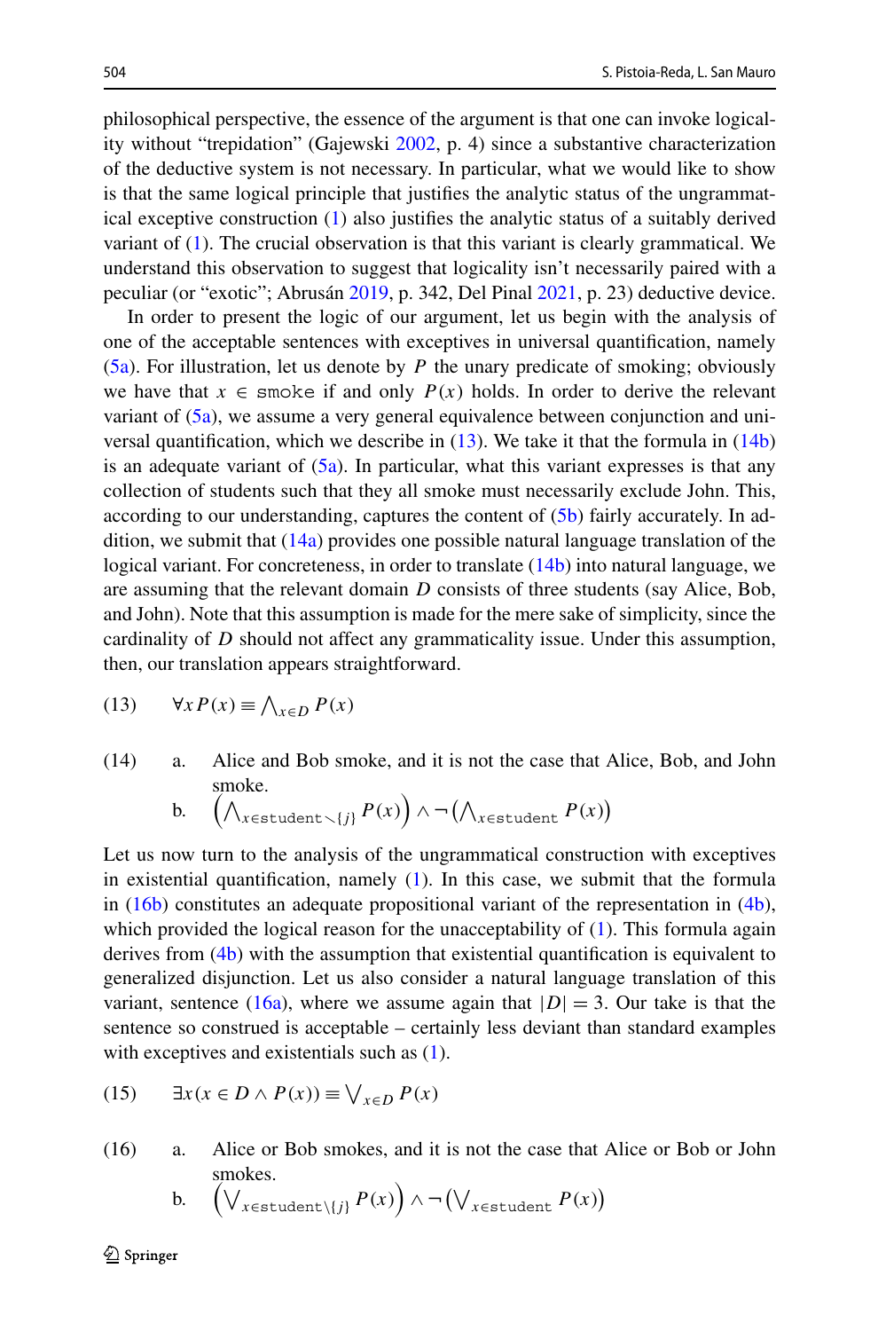philosophical perspective, the essence of the argument is that one can invoke logicality without "trepidation" (Gajewski 2002, p. 4) since a substantive characterization of the deductive system is not necessary. In particular, what we would like to show is that the same logical principle that justifies the analytic status of the ungrammatical exceptive construction (1) also justifies the analytic status of a suitably derived variant of (1). The crucial observation is that this variant is clearly grammatical. We understand this observation to suggest that logicality isn't necessarily paired with a peculiar (or "exotic"; Abrusán 2019, p. 342, Del Pinal 2021, p. 23) deductive device.

In order to present the logic of our argument, let us begin with the analysis of one of the acceptable sentences with exceptives in universal quantification, namely (5a). For illustration, let us denote by $P$ the unary predicate of smoking; obviously we have that $x \in \texttt{smoke}$ if and only $P(x)$ holds. In order to derive the relevant variant of (5a), we assume a very general equivalence between conjunction and universal quantification, which we describe in (13). We take it that the formula in (14b) is an adequate variant of (5a). In particular, what this variant expresses is that any collection of students such that they all smoke must necessarily exclude John. This, according to our understanding, captures the content of (5b) fairly accurately. In addition, we submit that (14a) provides one possible natural language translation of the logical variant. For concreteness, in order to translate (14b) into natural language, we are assuming that the relevant domain $D$ consists of three students (say Alice, Bob, and John). Note that this assumption is made for the mere sake of simplicity, since the cardinality of $D$ should not affect any grammaticality issue. Under this assumption, then, our translation appears straightforward.

(13) $\forall x P(x) \equiv \bigwedge_{x \in D} P(x)$

(14) a. Alice and Bob smoke, and it is not the case that Alice, Bob, and John smoke.

b. $\left(\bigwedge_{x \in \texttt{student} \setminus \{j\}} P(x)\right) \wedge \neg\left(\bigwedge_{x \in \texttt{student}} P(x)\right)$

Let us now turn to the analysis of the ungrammatical construction with exceptives in existential quantification, namely (1). In this case, we submit that the formula in (16b) constitutes an adequate propositional variant of the representation in (4b), which provided the logical reason for the unacceptability of (1). This formula again derives from (4b) with the assumption that existential quantification is equivalent to generalized disjunction. Let us also consider a natural language translation of this variant, sentence (16a), where we assume again that $|D| = 3$. Our take is that the sentence so construed is acceptable – certainly less deviant than standard examples with exceptives and existentials such as (1).

(15) $\exists x(x \in D \wedge P(x)) \equiv \bigvee_{x \in D} P(x)$

(16) a. Alice or Bob smokes, and it is not the case that Alice or Bob or John smokes.

b. $\left(\bigvee_{x \in \texttt{student} \setminus \{j\}} P(x)\right) \wedge \neg\left(\bigvee_{x \in \texttt{student}} P(x)\right)$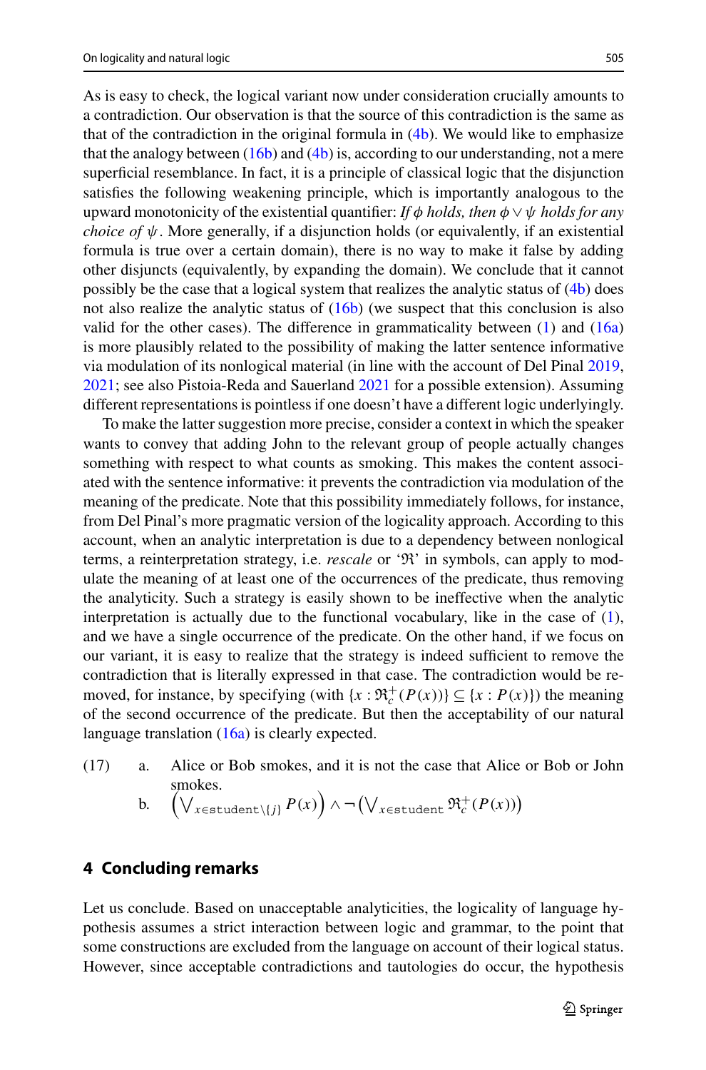As is easy to check, the logical variant now under consideration crucially amounts to a contradiction. Our observation is that the source of this contradiction is the same as that of the contradiction in the original formula in (4b). We would like to emphasize that the analogy between (16b) and (4b) is, according to our understanding, not a mere superficial resemblance. In fact, it is a principle of classical logic that the disjunction satisfies the following weakening principle, which is importantly analogous to the upward monotonicity of the existential quantifier: *If $\phi$ holds, then $\phi \vee \psi$ holds for any choice of $\psi$*. More generally, if a disjunction holds (or equivalently, if an existential formula is true over a certain domain), there is no way to make it false by adding other disjuncts (equivalently, by expanding the domain). We conclude that it cannot possibly be the case that a logical system that realizes the analytic status of (4b) does not also realize the analytic status of (16b) (we suspect that this conclusion is also valid for the other cases). The difference in grammaticality between (1) and (16a) is more plausibly related to the possibility of making the latter sentence informative via modulation of its nonlogical material (in line with the account of Del Pinal 2019, 2021; see also Pistoia-Reda and Sauerland 2021 for a possible extension). Assuming different representations is pointless if one doesn't have a different logic underlyingly.

To make the latter suggestion more precise, consider a context in which the speaker wants to convey that adding John to the relevant group of people actually changes something with respect to what counts as smoking. This makes the content associated with the sentence informative: it prevents the contradiction via modulation of the meaning of the predicate. Note that this possibility immediately follows, for instance, from Del Pinal's more pragmatic version of the logicality approach. According to this account, when an analytic interpretation is due to a dependency between nonlogical terms, a reinterpretation strategy, i.e. *rescale* or '$\mathfrak{R}$' in symbols, can apply to modulate the meaning of at least one of the occurrences of the predicate, thus removing the analyticity. Such a strategy is easily shown to be ineffective when the analytic interpretation is actually due to the functional vocabulary, like in the case of (1), and we have a single occurrence of the predicate. On the other hand, if we focus on our variant, it is easy to realize that the strategy is indeed sufficient to remove the contradiction that is literally expressed in that case. The contradiction would be removed, for instance, by specifying (with $\{x : \mathfrak{R}^+_c(P(x))\} \subseteq \{x : P(x)\}$) the meaning of the second occurrence of the predicate. But then the acceptability of our natural language translation (16a) is clearly expected.

(17) a. Alice or Bob smokes, and it is not the case that Alice or Bob or John smokes.

b. $\left(\bigvee_{x \in \mathtt{student} \setminus \{j\}} P(x)\right) \wedge \neg \left(\bigvee_{x \in \mathtt{student}} \mathfrak{R}^+_c(P(x))\right)$

## 4 Concluding remarks

Let us conclude. Based on unacceptable analyticities, the logicality of language hypothesis assumes a strict interaction between logic and grammar, to the point that some constructions are excluded from the language on account of their logical status. However, since acceptable contradictions and tautologies do occur, the hypothesis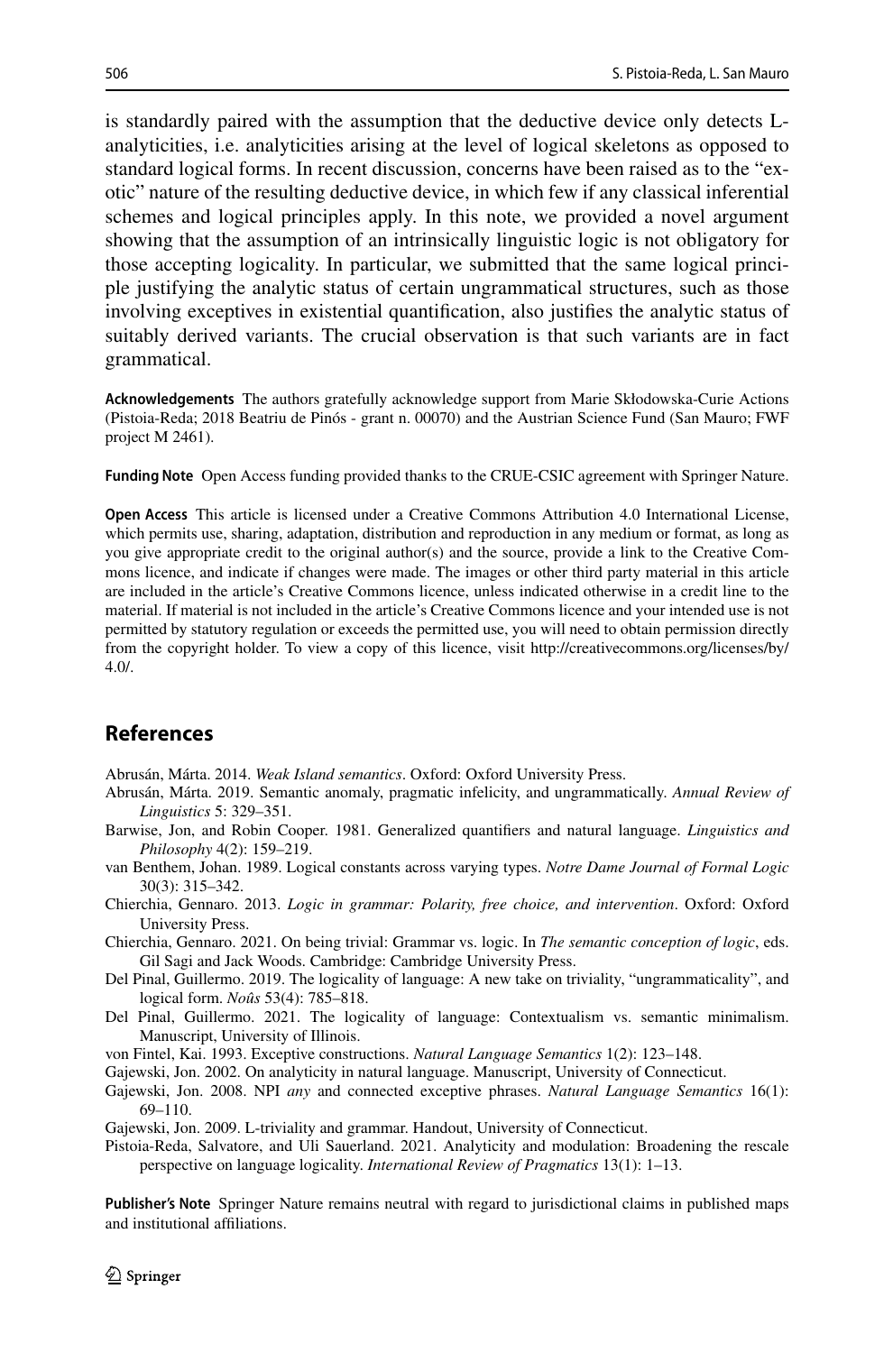is standardly paired with the assumption that the deductive device only detects L-analyticities, i.e. analyticities arising at the level of logical skeletons as opposed to standard logical forms. In recent discussion, concerns have been raised as to the "exotic" nature of the resulting deductive device, in which few if any classical inferential schemes and logical principles apply. In this note, we provided a novel argument showing that the assumption of an intrinsically linguistic logic is not obligatory for those accepting logicality. In particular, we submitted that the same logical principle justifying the analytic status of certain ungrammatical structures, such as those involving exceptives in existential quantification, also justifies the analytic status of suitably derived variants. The crucial observation is that such variants are in fact grammatical.

**Acknowledgements** The authors gratefully acknowledge support from Marie Skłodowska-Curie Actions (Pistoia-Reda; 2018 Beatriu de Pinós - grant n. 00070) and the Austrian Science Fund (San Mauro; FWF project M 2461).

**Funding Note** Open Access funding provided thanks to the CRUE-CSIC agreement with Springer Nature.

**Open Access** This article is licensed under a Creative Commons Attribution 4.0 International License, which permits use, sharing, adaptation, distribution and reproduction in any medium or format, as long as you give appropriate credit to the original author(s) and the source, provide a link to the Creative Commons licence, and indicate if changes were made. The images or other third party material in this article are included in the article's Creative Commons licence, unless indicated otherwise in a credit line to the material. If material is not included in the article's Creative Commons licence and your intended use is not permitted by statutory regulation or exceeds the permitted use, you will need to obtain permission directly from the copyright holder. To view a copy of this licence, visit http://creativecommons.org/licenses/by/4.0/.

## References

Abrusán, Márta. 2014. *Weak Island semantics*. Oxford: Oxford University Press.

Abrusán, Márta. 2019. Semantic anomaly, pragmatic infelicity, and ungrammatically. *Annual Review of Linguistics* 5: 329–351.

Barwise, Jon, and Robin Cooper. 1981. Generalized quantifiers and natural language. *Linguistics and Philosophy* 4(2): 159–219.

van Benthem, Johan. 1989. Logical constants across varying types. *Notre Dame Journal of Formal Logic* 30(3): 315–342.

Chierchia, Gennaro. 2013. *Logic in grammar: Polarity, free choice, and intervention*. Oxford: Oxford University Press.

Chierchia, Gennaro. 2021. On being trivial: Grammar vs. logic. In *The semantic conception of logic*, eds. Gil Sagi and Jack Woods. Cambridge: Cambridge University Press.

Del Pinal, Guillermo. 2019. The logicality of language: A new take on triviality, "ungrammaticality", and logical form. *Noûs* 53(4): 785–818.

Del Pinal, Guillermo. 2021. The logicality of language: Contextualism vs. semantic minimalism. Manuscript, University of Illinois.

von Fintel, Kai. 1993. Exceptive constructions. *Natural Language Semantics* 1(2): 123–148.

Gajewski, Jon. 2002. On analyticity in natural language. Manuscript, University of Connecticut.

Gajewski, Jon. 2008. NPI *any* and connected exceptive phrases. *Natural Language Semantics* 16(1): 69–110.

Gajewski, Jon. 2009. L-triviality and grammar. Handout, University of Connecticut.

Pistoia-Reda, Salvatore, and Uli Sauerland. 2021. Analyticity and modulation: Broadening the rescale perspective on language logicality. *International Review of Pragmatics* 13(1): 1–13.

**Publisher's Note** Springer Nature remains neutral with regard to jurisdictional claims in published maps and institutional affiliations.